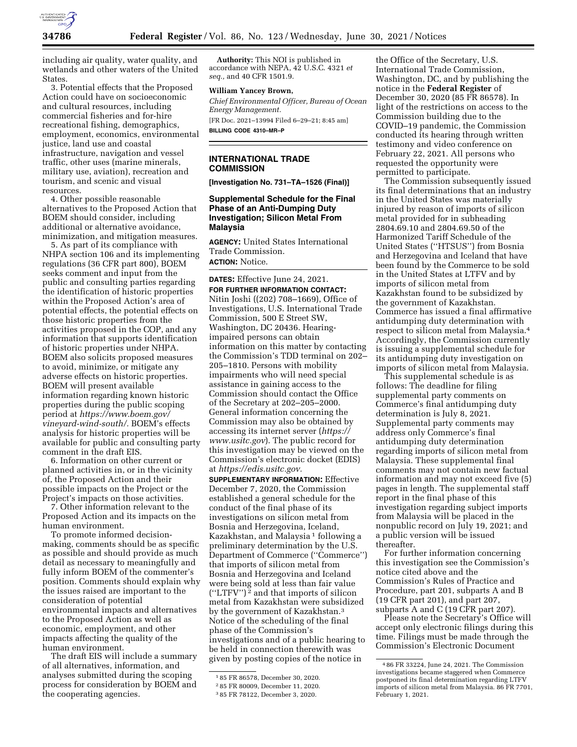including air quality, water quality, and wetlands and other waters of the United States.

3. Potential effects that the Proposed Action could have on socioeconomic and cultural resources, including commercial fisheries and for-hire recreational fishing, demographics, employment, economics, environmental justice, land use and coastal infrastructure, navigation and vessel traffic, other uses (marine minerals, military use, aviation), recreation and tourism, and scenic and visual resources.

4. Other possible reasonable alternatives to the Proposed Action that BOEM should consider, including additional or alternative avoidance, minimization, and mitigation measures.

5. As part of its compliance with NHPA section 106 and its implementing regulations (36 CFR part 800), BOEM seeks comment and input from the public and consulting parties regarding the identification of historic properties within the Proposed Action's area of potential effects, the potential effects on those historic properties from the activities proposed in the COP, and any information that supports identification of historic properties under NHPA. BOEM also solicits proposed measures to avoid, minimize, or mitigate any adverse effects on historic properties. BOEM will present available information regarding known historic properties during the public scoping period at *https://www.boem.gov/vineyard-wind-south/*. BOEM's effects analysis for historic properties will be available for public and consulting party comment in the draft EIS.

6. Information on other current or planned activities in, or in the vicinity of, the Proposed Action and their possible impacts on the Project or the Project's impacts on those activities.

7. Other information relevant to the Proposed Action and its impacts on the human environment.

To promote informed decision-making, comments should be as specific as possible and should provide as much detail as necessary to meaningfully and fully inform BOEM of the commenter's position. Comments should explain why the issues raised are important to the consideration of potential environmental impacts and alternatives to the Proposed Action as well as economic, employment, and other impacts affecting the quality of the human environment.

The draft EIS will include a summary of all alternatives, information, and analyses submitted during the scoping process for consideration by BOEM and the cooperating agencies.

**Authority:** This NOI is published in accordance with NEPA, 42 U.S.C. 4321 *et seq.,* and 40 CFR 1501.9.

**William Yancey Brown,**

*Chief Environmental Officer, Bureau of Ocean Energy Management.*

[FR Doc. 2021–13994 Filed 6–29–21; 8:45 am]

**BILLING CODE 4310–MR–P**

## INTERNATIONAL TRADE COMMISSION

**[Investigation No. 731–TA–1526 (Final)]**

### Supplemental Schedule for the Final Phase of an Anti-Dumping Duty Investigation; Silicon Metal From Malaysia

**AGENCY:** United States International Trade Commission.

**ACTION:** Notice.

**DATES:** Effective June 24, 2021.

**FOR FURTHER INFORMATION CONTACT:** Nitin Joshi ((202) 708–1669), Office of Investigations, U.S. International Trade Commission, 500 E Street SW, Washington, DC 20436. Hearing-impaired persons can obtain information on this matter by contacting the Commission's TDD terminal on 202–205–1810. Persons with mobility impairments who will need special assistance in gaining access to the Commission should contact the Office of the Secretary at 202–205–2000. General information concerning the Commission may also be obtained by accessing its internet server (*https://www.usitc.gov*). The public record for this investigation may be viewed on the Commission's electronic docket (EDIS) at *https://edis.usitc.gov.*

**SUPPLEMENTARY INFORMATION:** Effective December 7, 2020, the Commission established a general schedule for the conduct of the final phase of its investigations on silicon metal from Bosnia and Herzegovina, Iceland, Kazakhstan, and Malaysia [1] following a preliminary determination by the U.S. Department of Commerce ("Commerce") that imports of silicon metal from Bosnia and Herzegovina and Iceland were being sold at less than fair value ("LTFV") [2] and that imports of silicon metal from Kazakhstan were subsidized by the government of Kazakhstan.[3] Notice of the scheduling of the final phase of the Commission's investigations and of a public hearing to be held in connection therewith was given by posting copies of the notice in the Office of the Secretary, U.S. International Trade Commission, Washington, DC, and by publishing the notice in the **Federal Register** of December 30, 2020 (85 FR 86578). In light of the restrictions on access to the Commission building due to the COVID–19 pandemic, the Commission conducted its hearing through written testimony and video conference on February 22, 2021. All persons who requested the opportunity were permitted to participate.

The Commission subsequently issued its final determinations that an industry in the United States was materially injured by reason of imports of silicon metal provided for in subheading 2804.69.10 and 2804.69.50 of the Harmonized Tariff Schedule of the United States ("HTSUS") from Bosnia and Herzegovina and Iceland that have been found by the Commerce to be sold in the United States at LTFV and by imports of silicon metal from Kazakhstan found to be subsidized by the government of Kazakhstan. Commerce has issued a final affirmative antidumping duty determination with respect to silicon metal from Malaysia.[4] Accordingly, the Commission currently is issuing a supplemental schedule for its antidumping duty investigation on imports of silicon metal from Malaysia.

This supplemental schedule is as follows: The deadline for filing supplemental party comments on Commerce's final antidumping duty determination is July 8, 2021. Supplemental party comments may address only Commerce's final antidumping duty determination regarding imports of silicon metal from Malaysia. These supplemental final comments may not contain new factual information and may not exceed five (5) pages in length. The supplemental staff report in the final phase of this investigation regarding subject imports from Malaysia will be placed in the nonpublic record on July 19, 2021; and a public version will be issued thereafter.

For further information concerning this investigation see the Commission's notice cited above and the Commission's Rules of Practice and Procedure, part 201, subparts A and B (19 CFR part 201), and part 207, subparts A and C (19 CFR part 207).

Please note the Secretary's Office will accept only electronic filings during this time. Filings must be made through the Commission's Electronic Document

[1] 85 FR 86578, December 30, 2020.

[2] 85 FR 80009, December 11, 2020.

[3] 85 FR 78122, December 3, 2020.

[4] 86 FR 33224, June 24, 2021. The Commission investigations became staggered when Commerce postponed its final determination regarding LTFV imports of silicon metal from Malaysia. 86 FR 7701, February 1, 2021.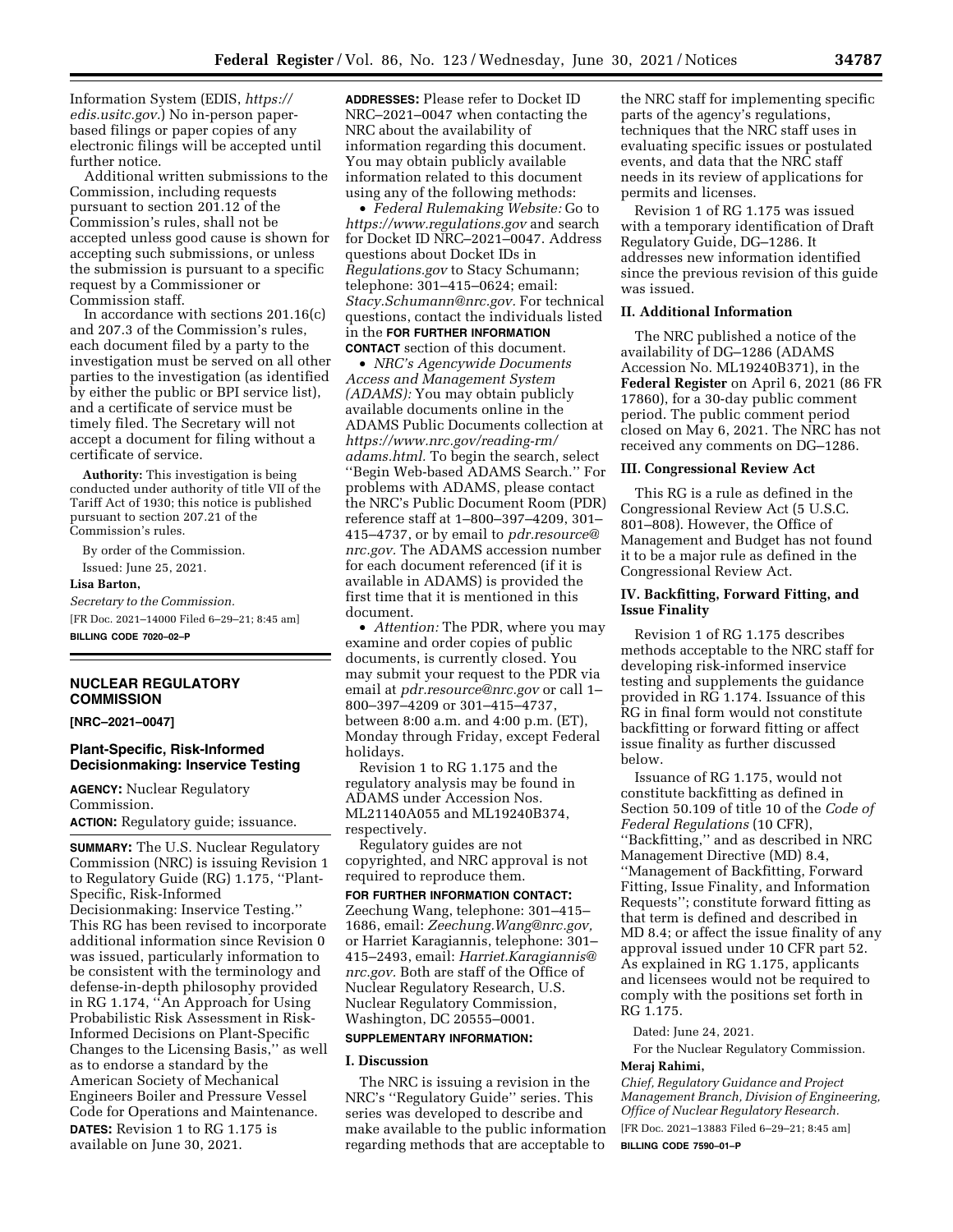Information System (EDIS, *https://edis.usitc.gov.*) No in-person paper-based filings or paper copies of any electronic filings will be accepted until further notice.

Additional written submissions to the Commission, including requests pursuant to section 201.12 of the Commission's rules, shall not be accepted unless good cause is shown for accepting such submissions, or unless the submission is pursuant to a specific request by a Commissioner or Commission staff.

In accordance with sections 201.16(c) and 207.3 of the Commission's rules, each document filed by a party to the investigation must be served on all other parties to the investigation (as identified by either the public or BPI service list), and a certificate of service must be timely filed. The Secretary will not accept a document for filing without a certificate of service.

**Authority:** This investigation is being conducted under authority of title VII of the Tariff Act of 1930; this notice is published pursuant to section 207.21 of the Commission's rules.

By order of the Commission.

Issued: June 25, 2021.

**Lisa Barton,**

*Secretary to the Commission.*

[FR Doc. 2021–14000 Filed 6–29–21; 8:45 am]

**BILLING CODE 7020–02–P**

## NUCLEAR REGULATORY COMMISSION

**[NRC–2021–0047]**

### Plant-Specific, Risk-Informed Decisionmaking: Inservice Testing

**AGENCY:** Nuclear Regulatory Commission.

**ACTION:** Regulatory guide; issuance.

**SUMMARY:** The U.S. Nuclear Regulatory Commission (NRC) is issuing Revision 1 to Regulatory Guide (RG) 1.175, ''Plant-Specific, Risk-Informed Decisionmaking: Inservice Testing.'' This RG has been revised to incorporate additional information since Revision 0 was issued, particularly information to be consistent with the terminology and defense-in-depth philosophy provided in RG 1.174, ''An Approach for Using Probabilistic Risk Assessment in Risk-Informed Decisions on Plant-Specific Changes to the Licensing Basis,'' as well as to endorse a standard by the American Society of Mechanical Engineers Boiler and Pressure Vessel Code for Operations and Maintenance.

**DATES:** Revision 1 to RG 1.175 is available on June 30, 2021.

**ADDRESSES:** Please refer to Docket ID NRC–2021–0047 when contacting the NRC about the availability of information regarding this document. You may obtain publicly available information related to this document using any of the following methods:

- *Federal Rulemaking Website:* Go to *https://www.regulations.gov* and search for Docket ID NRC–2021–0047. Address questions about Docket IDs in *Regulations.gov* to Stacy Schumann; telephone: 301–415–0624; email: *Stacy.Schumann@nrc.gov.* For technical questions, contact the individuals listed in the **FOR FURTHER INFORMATION CONTACT** section of this document.
- *NRC's Agencywide Documents Access and Management System (ADAMS):* You may obtain publicly available documents online in the ADAMS Public Documents collection at *https://www.nrc.gov/reading-rm/adams.html.* To begin the search, select ''Begin Web-based ADAMS Search.'' For problems with ADAMS, please contact the NRC's Public Document Room (PDR) reference staff at 1–800–397–4209, 301–415–4737, or by email to *pdr.resource@nrc.gov.* The ADAMS accession number for each document referenced (if it is available in ADAMS) is provided the first time that it is mentioned in this document.
- *Attention:* The PDR, where you may examine and order copies of public documents, is currently closed. You may submit your request to the PDR via email at *pdr.resource@nrc.gov* or call 1–800–397–4209 or 301–415–4737, between 8:00 a.m. and 4:00 p.m. (ET), Monday through Friday, except Federal holidays.

Revision 1 to RG 1.175 and the regulatory analysis may be found in ADAMS under Accession Nos. ML21140A055 and ML19240B374, respectively.

Regulatory guides are not copyrighted, and NRC approval is not required to reproduce them.

**FOR FURTHER INFORMATION CONTACT:** Zeechung Wang, telephone: 301–415–1686, email: *Zeechung.Wang@nrc.gov,* or Harriet Karagiannis, telephone: 301–415–2493, email: *Harriet.Karagiannis@nrc.gov.* Both are staff of the Office of Nuclear Regulatory Research, U.S. Nuclear Regulatory Commission, Washington, DC 20555–0001.

**SUPPLEMENTARY INFORMATION:**

#### I. Discussion

The NRC is issuing a revision in the NRC's ''Regulatory Guide'' series. This series was developed to describe and make available to the public information regarding methods that are acceptable to the NRC staff for implementing specific parts of the agency's regulations, techniques that the NRC staff uses in evaluating specific issues or postulated events, and data that the NRC staff needs in its review of applications for permits and licenses.

Revision 1 of RG 1.175 was issued with a temporary identification of Draft Regulatory Guide, DG–1286. It addresses new information identified since the previous revision of this guide was issued.

#### II. Additional Information

The NRC published a notice of the availability of DG–1286 (ADAMS Accession No. ML19240B371), in the **Federal Register** on April 6, 2021 (86 FR 17860), for a 30-day public comment period. The public comment period closed on May 6, 2021. The NRC has not received any comments on DG–1286.

#### III. Congressional Review Act

This RG is a rule as defined in the Congressional Review Act (5 U.S.C. 801–808). However, the Office of Management and Budget has not found it to be a major rule as defined in the Congressional Review Act.

#### IV. Backfitting, Forward Fitting, and Issue Finality

Revision 1 of RG 1.175 describes methods acceptable to the NRC staff for developing risk-informed inservice testing and supplements the guidance provided in RG 1.174. Issuance of this RG in final form would not constitute backfitting or forward fitting or affect issue finality as further discussed below.

Issuance of RG 1.175, would not constitute backfitting as defined in Section 50.109 of title 10 of the *Code of Federal Regulations* (10 CFR), ''Backfitting,'' and as described in NRC Management Directive (MD) 8.4, ''Management of Backfitting, Forward Fitting, Issue Finality, and Information Requests''; constitute forward fitting as that term is defined and described in MD 8.4; or affect the issue finality of any approval issued under 10 CFR part 52. As explained in RG 1.175, applicants and licensees would not be required to comply with the positions set forth in RG 1.175.

Dated: June 24, 2021.

For the Nuclear Regulatory Commission.

**Meraj Rahimi,**

*Chief, Regulatory Guidance and Project Management Branch, Division of Engineering, Office of Nuclear Regulatory Research.*

[FR Doc. 2021–13883 Filed 6–29–21; 8:45 am]

**BILLING CODE 7590–01–P**